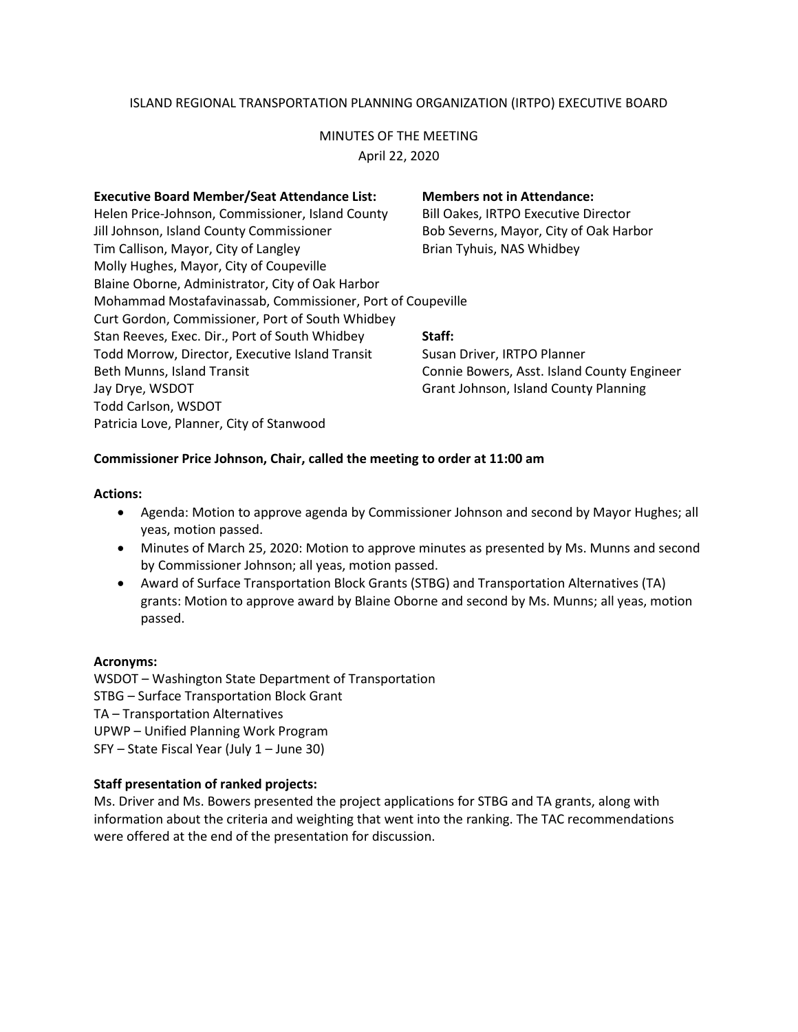ISLAND REGIONAL TRANSPORTATION PLANNING ORGANIZATION (IRTPO) EXECUTIVE BOARD

MINUTES OF THE MEETING
April 22, 2020

**Executive Board Member/Seat Attendance List:**
Helen Price-Johnson, Commissioner, Island County
Jill Johnson, Island County Commissioner
Tim Callison, Mayor, City of Langley
Molly Hughes, Mayor, City of Coupeville
Blaine Oborne, Administrator, City of Oak Harbor
Mohammad Mostafavinassab, Commissioner, Port of Coupeville
Curt Gordon, Commissioner, Port of South Whidbey
Stan Reeves, Exec. Dir., Port of South Whidbey
Todd Morrow, Director, Executive Island Transit
Beth Munns, Island Transit
Jay Drye, WSDOT
Todd Carlson, WSDOT
Patricia Love, Planner, City of Stanwood

**Members not in Attendance:**
Bill Oakes, IRTPO Executive Director
Bob Severns, Mayor, City of Oak Harbor
Brian Tyhuis, NAS Whidbey

**Staff:**
Susan Driver, IRTPO Planner
Connie Bowers, Asst. Island County Engineer
Grant Johnson, Island County Planning

**Commissioner Price Johnson, Chair, called the meeting to order at 11:00 am**

**Actions:**

- Agenda: Motion to approve agenda by Commissioner Johnson and second by Mayor Hughes; all yeas, motion passed.
- Minutes of March 25, 2020: Motion to approve minutes as presented by Ms. Munns and second by Commissioner Johnson; all yeas, motion passed.
- Award of Surface Transportation Block Grants (STBG) and Transportation Alternatives (TA) grants: Motion to approve award by Blaine Oborne and second by Ms. Munns; all yeas, motion passed.

**Acronyms:**
WSDOT – Washington State Department of Transportation
STBG – Surface Transportation Block Grant
TA – Transportation Alternatives
UPWP – Unified Planning Work Program
SFY – State Fiscal Year (July 1 – June 30)

**Staff presentation of ranked projects:**
Ms. Driver and Ms. Bowers presented the project applications for STBG and TA grants, along with information about the criteria and weighting that went into the ranking. The TAC recommendations were offered at the end of the presentation for discussion.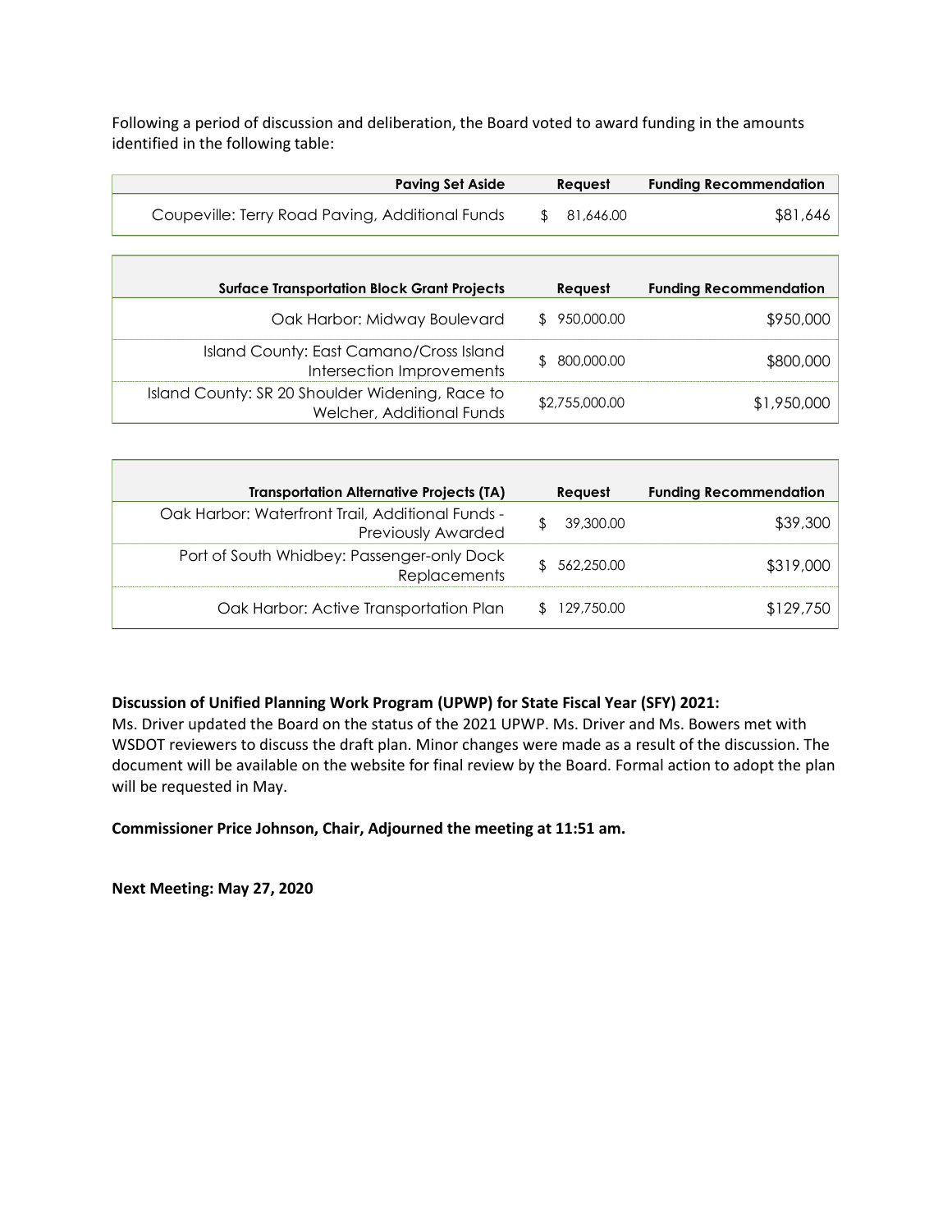Following a period of discussion and deliberation, the Board voted to award funding in the amounts identified in the following table:

| Paving Set Aside | Request | Funding Recommendation |
|---|---|---|
| Coupeville: Terry Road Paving, Additional Funds | $ 81,646.00 | $81,646 |

| Surface Transportation Block Grant Projects | Request | Funding Recommendation |
|---|---|---|
| Oak Harbor: Midway Boulevard | $ 950,000.00 | $950,000 |
| Island County: East Camano/Cross Island Intersection Improvements | $ 800,000.00 | $800,000 |
| Island County: SR 20 Shoulder Widening, Race to Welcher, Additional Funds | $2,755,000.00 | $1,950,000 |

| Transportation Alternative Projects (TA) | Request | Funding Recommendation |
|---|---|---|
| Oak Harbor: Waterfront Trail, Additional Funds - Previously Awarded | $ 39,300.00 | $39,300 |
| Port of South Whidbey: Passenger-only Dock Replacements | $ 562,250.00 | $319,000 |
| Oak Harbor: Active Transportation Plan | $ 129,750.00 | $129,750 |

**Discussion of Unified Planning Work Program (UPWP) for State Fiscal Year (SFY) 2021:**

Ms. Driver updated the Board on the status of the 2021 UPWP. Ms. Driver and Ms. Bowers met with WSDOT reviewers to discuss the draft plan. Minor changes were made as a result of the discussion. The document will be available on the website for final review by the Board. Formal action to adopt the plan will be requested in May.

**Commissioner Price Johnson, Chair, Adjourned the meeting at 11:51 am.**

**Next Meeting: May 27, 2020**